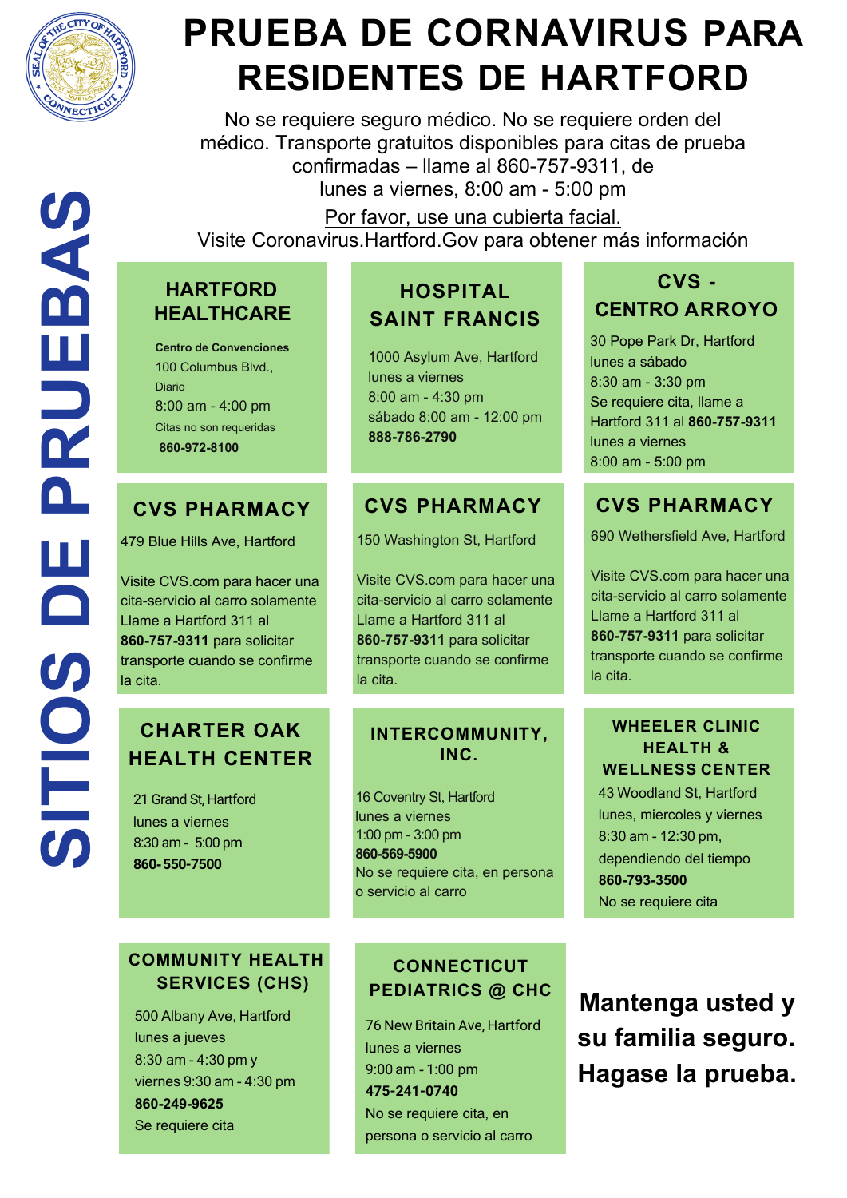# PRUEBA DE CORNAVIRUS PARA RESIDENTES DE HARTFORD

No se requiere seguro médico. No se requiere orden del médico. Transporte gratuitos disponibles para citas de prueba confirmadas – llame al 860-757-9311, de lunes a viernes, 8:00 am - 5:00 pm

Por favor, use una cubierta facial.

Visite Coronavirus.Hartford.Gov para obtener más información

## SITIOS DE PRUEBAS

### HARTFORD HEALTHCARE

**Centro de Convenciones**
100 Columbus Blvd.,
Diario
8:00 am - 4:00 pm
Citas no son requeridas
**860-972-8100**

### HOSPITAL SAINT FRANCIS

1000 Asylum Ave, Hartford
lunes a viernes
8:00 am - 4:30 pm
sábado 8:00 am - 12:00 pm
**888-786-2790**

### CVS - CENTRO ARROYO

30 Pope Park Dr, Hartford
lunes a sábado
8:30 am - 3:30 pm
Se requiere cita, llame a Hartford 311 al **860-757-9311**
lunes a viernes
8:00 am - 5:00 pm

### CVS PHARMACY

479 Blue Hills Ave, Hartford

Visite CVS.com para hacer una cita-servicio al carro solamente Llame a Hartford 311 al **860-757-9311** para solicitar transporte cuando se confirme la cita.

### CVS PHARMACY

150 Washington St, Hartford

Visite CVS.com para hacer una cita-servicio al carro solamente Llame a Hartford 311 al **860-757-9311** para solicitar transporte cuando se confirme la cita.

### CVS PHARMACY

690 Wethersfield Ave, Hartford

Visite CVS.com para hacer una cita-servicio al carro solamente Llame a Hartford 311 al **860-757-9311** para solicitar transporte cuando se confirme la cita.

### CHARTER OAK HEALTH CENTER

21 Grand St, Hartford
lunes a viernes
8:30 am - 5:00 pm
**860- 550-7500**

### INTERCOMMUNITY, INC.

16 Coventry St, Hartford
lunes a viernes
1:00 pm - 3:00 pm
**860-569-5900**
No se requiere cita, en persona o servicio al carro

### WHEELER CLINIC HEALTH & WELLNESS CENTER

43 Woodland St, Hartford
lunes, miercoles y viernes
8:30 am - 12:30 pm, dependiendo del tiempo
**860-793-3500**
No se requiere cita

### COMMUNITY HEALTH SERVICES (CHS)

500 Albany Ave, Hartford
lunes a jueves
8:30 am - 4:30 pm y
viernes 9:30 am - 4:30 pm
**860-249-9625**
Se requiere cita

### CONNECTICUT PEDIATRICS @ CHC

76 New Britain Ave, Hartford
lunes a viernes
9:00 am - 1:00 pm
**475-241-0740**
No se requiere cita, en persona o servicio al carro

**Mantenga usted y su familia seguro. Hagase la prueba.**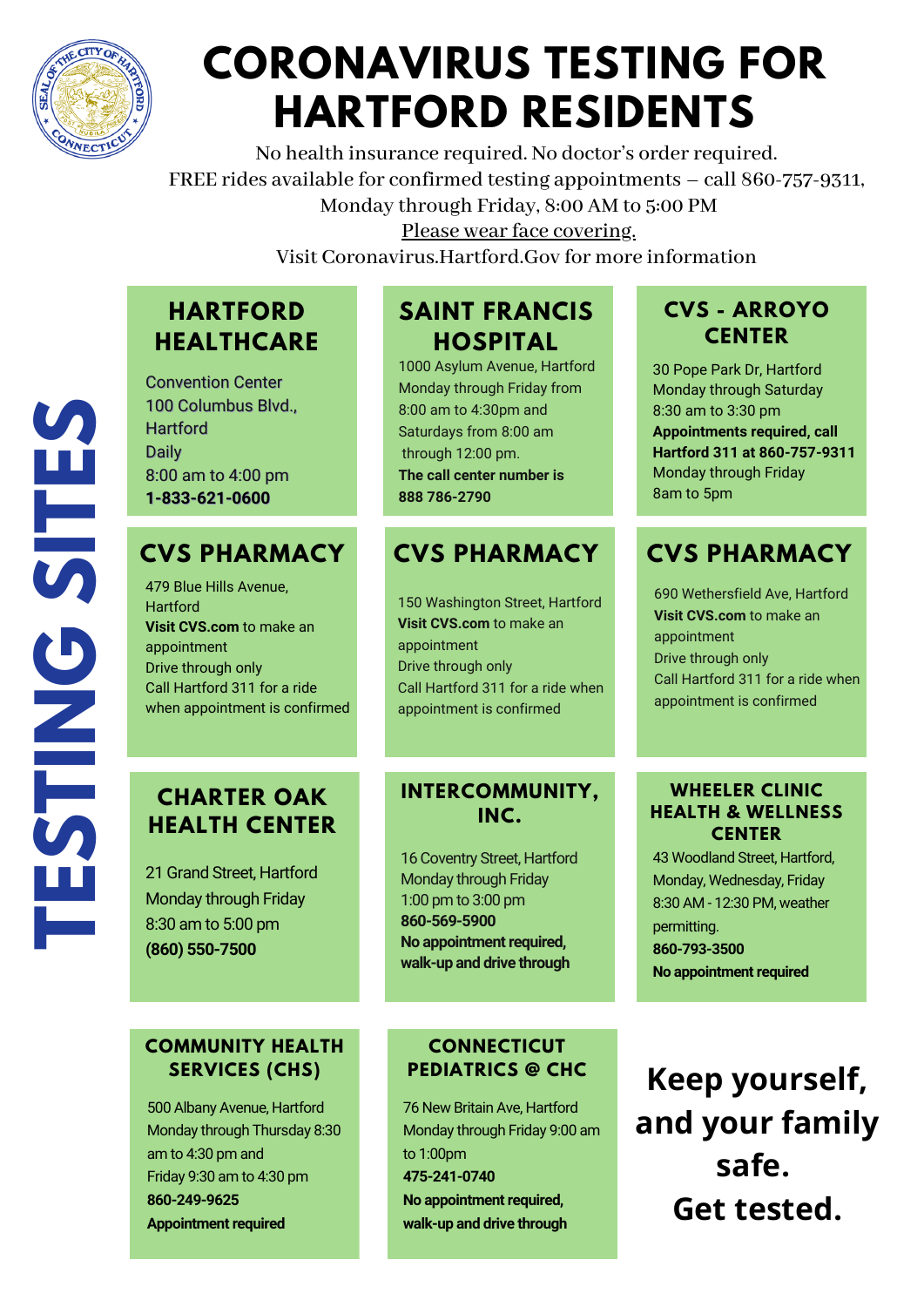# CORONAVIRUS TESTING FOR HARTFORD RESIDENTS

No health insurance required. No doctor's order required.
FREE rides available for confirmed testing appointments – call 860-757-9311, Monday through Friday, 8:00 AM to 5:00 PM
Please wear face covering.
Visit Coronavirus.Hartford.Gov for more information

## TESTING SITES

### HARTFORD HEALTHCARE

Convention Center
100 Columbus Blvd., Hartford
Daily
8:00 am to 4:00 pm
**1-833-621-0600**

### SAINT FRANCIS HOSPITAL

1000 Asylum Avenue, Hartford
Monday through Friday from 8:00 am to 4:30pm and Saturdays from 8:00 am through 12:00 pm.
**The call center number is 888 786-2790**

### CVS - ARROYO CENTER

30 Pope Park Dr, Hartford
Monday through Saturday
8:30 am to 3:30 pm
**Appointments required, call Hartford 311 at 860-757-9311**
Monday through Friday
8am to 5pm

### CVS PHARMACY

479 Blue Hills Avenue, Hartford
**Visit CVS.com** to make an appointment
Drive through only
Call Hartford 311 for a ride when appointment is confirmed

### CVS PHARMACY

150 Washington Street, Hartford
**Visit CVS.com** to make an appointment
Drive through only
Call Hartford 311 for a ride when appointment is confirmed

### CVS PHARMACY

690 Wethersfield Ave, Hartford
**Visit CVS.com** to make an appointment
Drive through only
Call Hartford 311 for a ride when appointment is confirmed

### CHARTER OAK HEALTH CENTER

21 Grand Street, Hartford
Monday through Friday
8:30 am to 5:00 pm
**(860) 550-7500**

### INTERCOMMUNITY, INC.

16 Coventry Street, Hartford
Monday through Friday
1:00 pm to 3:00 pm
**860-569-5900**
**No appointment required, walk-up and drive through**

### WHEELER CLINIC HEALTH & WELLNESS CENTER

43 Woodland Street, Hartford,
Monday, Wednesday, Friday
8:30 AM - 12:30 PM, weather permitting.
**860-793-3500**
**No appointment required**

### COMMUNITY HEALTH SERVICES (CHS)

500 Albany Avenue, Hartford
Monday through Thursday 8:30 am to 4:30 pm and
Friday 9:30 am to 4:30 pm
**860-249-9625**
**Appointment required**

### CONNECTICUT PEDIATRICS @ CHC

76 New Britain Ave, Hartford
Monday through Friday 9:00 am to 1:00pm
**475-241-0740**
**No appointment required, walk-up and drive through**

**Keep yourself, and your family safe.**
**Get tested.**